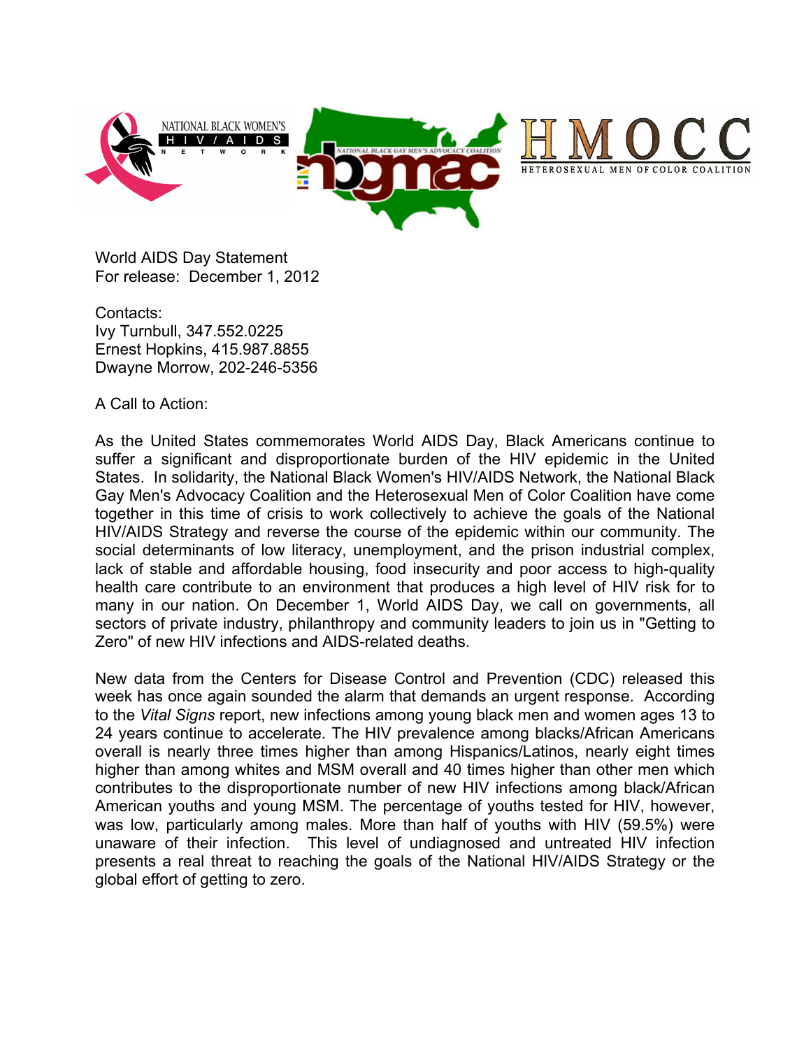World AIDS Day Statement
For release: December 1, 2012

Contacts:
Ivy Turnbull, 347.552.0225
Ernest Hopkins, 415.987.8855
Dwayne Morrow, 202-246-5356

A Call to Action:

As the United States commemorates World AIDS Day, Black Americans continue to suffer a significant and disproportionate burden of the HIV epidemic in the United States. In solidarity, the National Black Women's HIV/AIDS Network, the National Black Gay Men's Advocacy Coalition and the Heterosexual Men of Color Coalition have come together in this time of crisis to work collectively to achieve the goals of the National HIV/AIDS Strategy and reverse the course of the epidemic within our community. The social determinants of low literacy, unemployment, and the prison industrial complex, lack of stable and affordable housing, food insecurity and poor access to high-quality health care contribute to an environment that produces a high level of HIV risk for to many in our nation. On December 1, World AIDS Day, we call on governments, all sectors of private industry, philanthropy and community leaders to join us in "Getting to Zero" of new HIV infections and AIDS-related deaths.

New data from the Centers for Disease Control and Prevention (CDC) released this week has once again sounded the alarm that demands an urgent response. According to the *Vital Signs* report, new infections among young black men and women ages 13 to 24 years continue to accelerate. The HIV prevalence among blacks/African Americans overall is nearly three times higher than among Hispanics/Latinos, nearly eight times higher than among whites and MSM overall and 40 times higher than other men which contributes to the disproportionate number of new HIV infections among black/African American youths and young MSM. The percentage of youths tested for HIV, however, was low, particularly among males. More than half of youths with HIV (59.5%) were unaware of their infection. This level of undiagnosed and untreated HIV infection presents a real threat to reaching the goals of the National HIV/AIDS Strategy or the global effort of getting to zero.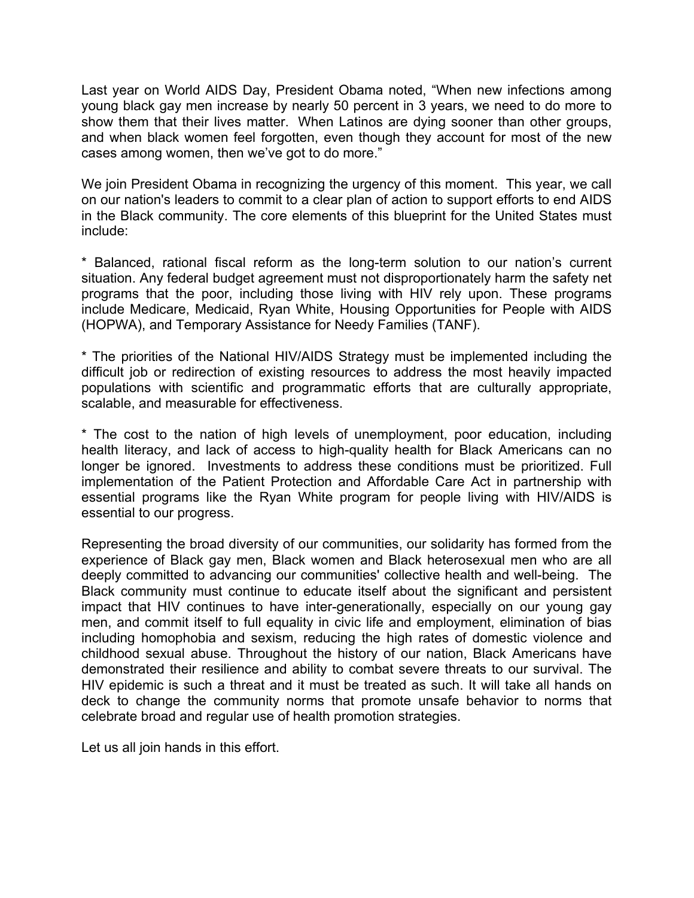Last year on World AIDS Day, President Obama noted, “When new infections among young black gay men increase by nearly 50 percent in 3 years, we need to do more to show them that their lives matter. When Latinos are dying sooner than other groups, and when black women feel forgotten, even though they account for most of the new cases among women, then we’ve got to do more.”

We join President Obama in recognizing the urgency of this moment. This year, we call on our nation's leaders to commit to a clear plan of action to support efforts to end AIDS in the Black community. The core elements of this blueprint for the United States must include:

* Balanced, rational fiscal reform as the long-term solution to our nation’s current situation. Any federal budget agreement must not disproportionately harm the safety net programs that the poor, including those living with HIV rely upon. These programs include Medicare, Medicaid, Ryan White, Housing Opportunities for People with AIDS (HOPWA), and Temporary Assistance for Needy Families (TANF).

* The priorities of the National HIV/AIDS Strategy must be implemented including the difficult job or redirection of existing resources to address the most heavily impacted populations with scientific and programmatic efforts that are culturally appropriate, scalable, and measurable for effectiveness.

* The cost to the nation of high levels of unemployment, poor education, including health literacy, and lack of access to high-quality health for Black Americans can no longer be ignored. Investments to address these conditions must be prioritized. Full implementation of the Patient Protection and Affordable Care Act in partnership with essential programs like the Ryan White program for people living with HIV/AIDS is essential to our progress.

Representing the broad diversity of our communities, our solidarity has formed from the experience of Black gay men, Black women and Black heterosexual men who are all deeply committed to advancing our communities' collective health and well-being. The Black community must continue to educate itself about the significant and persistent impact that HIV continues to have inter-generationally, especially on our young gay men, and commit itself to full equality in civic life and employment, elimination of bias including homophobia and sexism, reducing the high rates of domestic violence and childhood sexual abuse. Throughout the history of our nation, Black Americans have demonstrated their resilience and ability to combat severe threats to our survival. The HIV epidemic is such a threat and it must be treated as such. It will take all hands on deck to change the community norms that promote unsafe behavior to norms that celebrate broad and regular use of health promotion strategies.

Let us all join hands in this effort.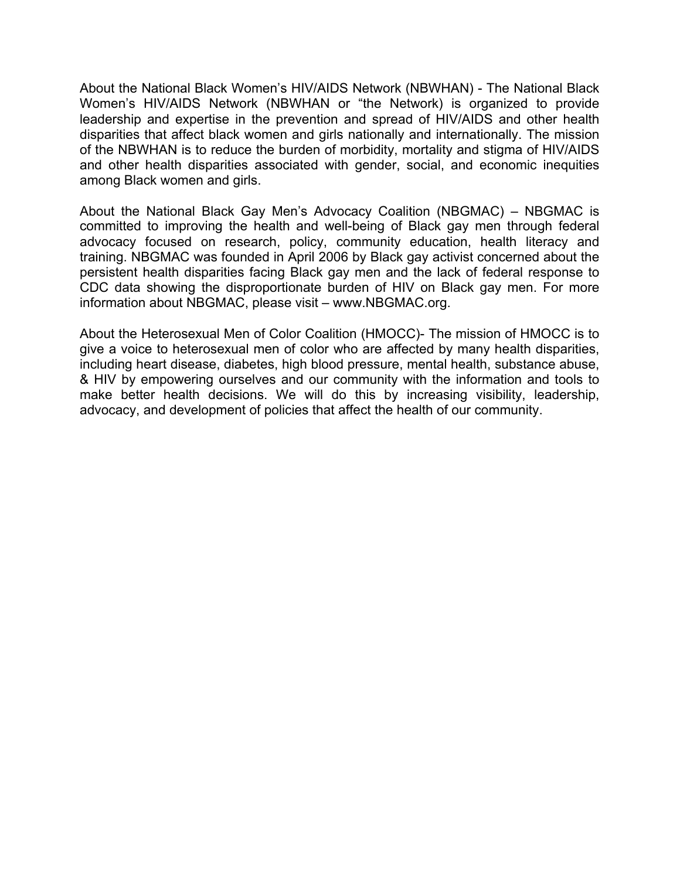About the National Black Women's HIV/AIDS Network (NBWHAN) - The National Black Women's HIV/AIDS Network (NBWHAN or "the Network) is organized to provide leadership and expertise in the prevention and spread of HIV/AIDS and other health disparities that affect black women and girls nationally and internationally. The mission of the NBWHAN is to reduce the burden of morbidity, mortality and stigma of HIV/AIDS and other health disparities associated with gender, social, and economic inequities among Black women and girls.

About the National Black Gay Men's Advocacy Coalition (NBGMAC) – NBGMAC is committed to improving the health and well-being of Black gay men through federal advocacy focused on research, policy, community education, health literacy and training. NBGMAC was founded in April 2006 by Black gay activist concerned about the persistent health disparities facing Black gay men and the lack of federal response to CDC data showing the disproportionate burden of HIV on Black gay men. For more information about NBGMAC, please visit – www.NBGMAC.org.

About the Heterosexual Men of Color Coalition (HMOCC)- The mission of HMOCC is to give a voice to heterosexual men of color who are affected by many health disparities, including heart disease, diabetes, high blood pressure, mental health, substance abuse, & HIV by empowering ourselves and our community with the information and tools to make better health decisions. We will do this by increasing visibility, leadership, advocacy, and development of policies that affect the health of our community.